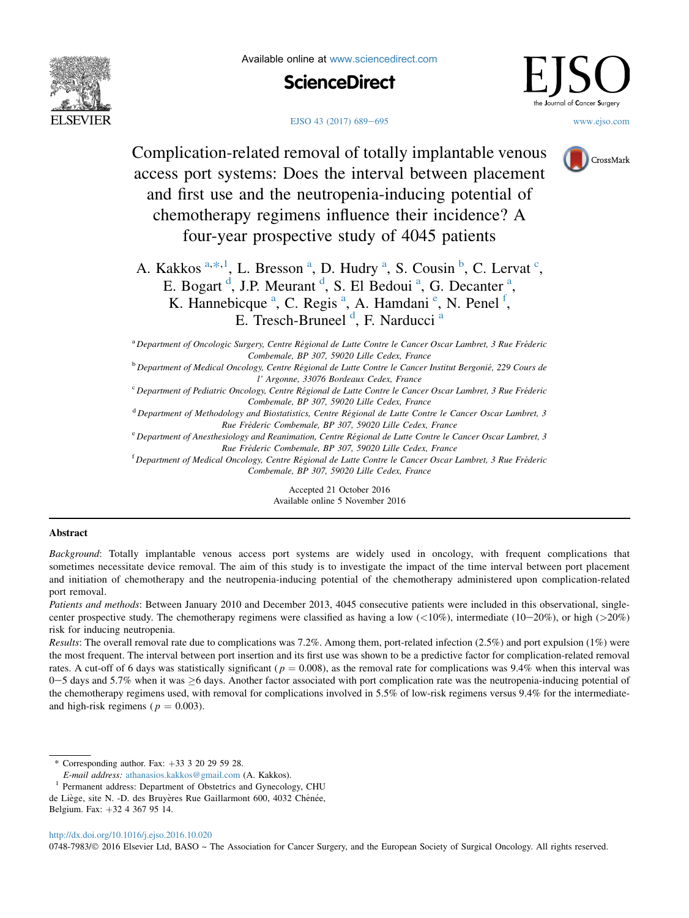# Complication-related removal of totally implantable venous access port systems: Does the interval between placement and first use and the neutropenia-inducing potential of chemotherapy regimens influence their incidence? A four-year prospective study of 4045 patients

A. Kakkos [a,*,1], L. Bresson [a], D. Hudry [a], S. Cousin [b], C. Lervat [c], E. Bogart [d], J.P. Meurant [d], S. El Bedoui [a], G. Decanter [a], K. Hannebicque [a], C. Regis [a], A. Hamdani [e], N. Penel [f], E. Tresch-Bruneel [d], F. Narducci [a]

[a] *Department of Oncologic Surgery, Centre Régional de Lutte Contre le Cancer Oscar Lambret, 3 Rue Fréderic Combemale, BP 307, 59020 Lille Cedex, France*

[b] *Department of Medical Oncology, Centre Régional de Lutte Contre le Cancer Institut Bergonié, 229 Cours de l' Argonne, 33076 Bordeaux Cedex, France*

[c] *Department of Pediatric Oncology, Centre Régional de Lutte Contre le Cancer Oscar Lambret, 3 Rue Fréderic Combemale, BP 307, 59020 Lille Cedex, France*

[d] *Department of Methodology and Biostatistics, Centre Régional de Lutte Contre le Cancer Oscar Lambret, 3 Rue Fréderic Combemale, BP 307, 59020 Lille Cedex, France*

[e] *Department of Anesthesiology and Reanimation, Centre Régional de Lutte Contre le Cancer Oscar Lambret, 3 Rue Fréderic Combemale, BP 307, 59020 Lille Cedex, France*

[f] *Department of Medical Oncology, Centre Régional de Lutte Contre le Cancer Oscar Lambret, 3 Rue Fréderic Combemale, BP 307, 59020 Lille Cedex, France*

Accepted 21 October 2016
Available online 5 November 2016

## Abstract

*Background*: Totally implantable venous access port systems are widely used in oncology, with frequent complications that sometimes necessitate device removal. The aim of this study is to investigate the impact of the time interval between port placement and initiation of chemotherapy and the neutropenia-inducing potential of the chemotherapy administered upon complication-related port removal.

*Patients and methods*: Between January 2010 and December 2013, 4045 consecutive patients were included in this observational, single-center prospective study. The chemotherapy regimens were classified as having a low (<10%), intermediate (10–20%), or high (>20%) risk for inducing neutropenia.

*Results*: The overall removal rate due to complications was 7.2%. Among them, port-related infection (2.5%) and port expulsion (1%) were the most frequent. The interval between port insertion and its first use was shown to be a predictive factor for complication-related removal rates. A cut-off of 6 days was statistically significant ($p = 0.008$), as the removal rate for complications was 9.4% when this interval was 0–5 days and 5.7% when it was ≥6 days. Another factor associated with port complication rate was the neutropenia-inducing potential of the chemotherapy regimens used, with removal for complications involved in 5.5% of low-risk regimens versus 9.4% for the intermediate- and high-risk regimens ($p = 0.003$).

---

\* Corresponding author. Fax: +33 3 20 29 59 28.
*E-mail address:* athanasios.kakkos@gmail.com (A. Kakkos).

[1] Permanent address: Department of Obstetrics and Gynecology, CHU de Liège, site N. -D. des Bruyères Rue Gaillarmont 600, 4032 Chênée, Belgium. Fax: +32 4 367 95 14.

http://dx.doi.org/10.1016/j.ejso.2016.10.020
0748-7983/© 2016 Elsevier Ltd, BASO ~ The Association for Cancer Surgery, and the European Society of Surgical Oncology. All rights reserved.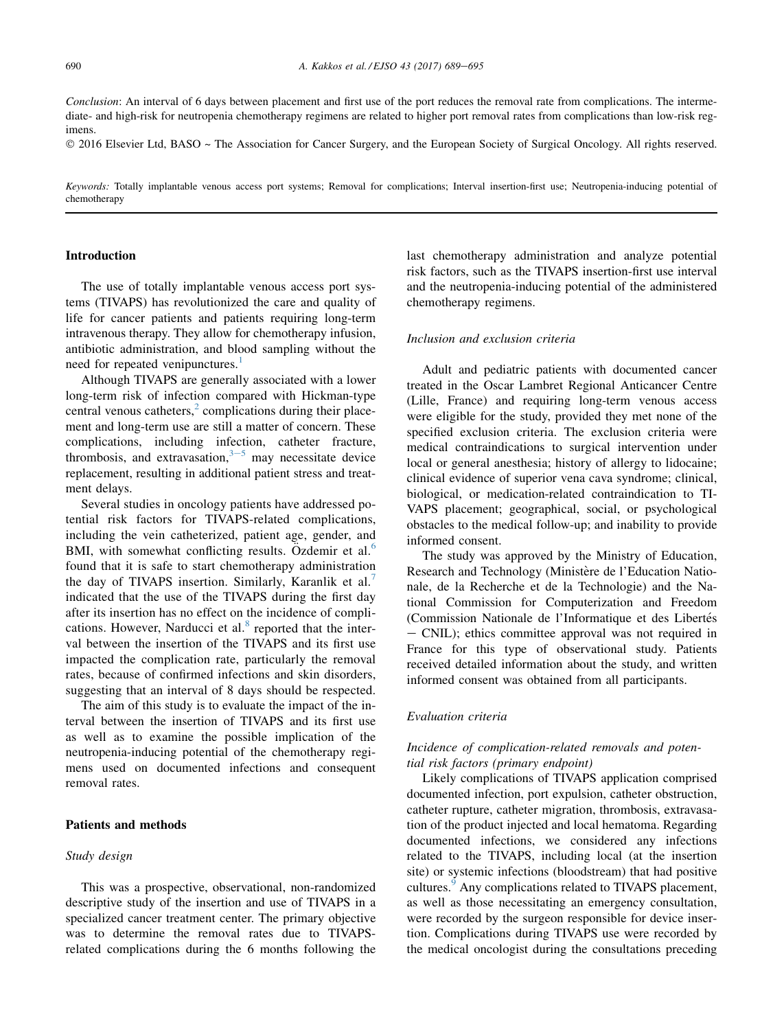*Conclusion*: An interval of 6 days between placement and first use of the port reduces the removal rate from complications. The intermediate- and high-risk for neutropenia chemotherapy regimens are related to higher port removal rates from complications than low-risk regimens.

© 2016 Elsevier Ltd, BASO ~ The Association for Cancer Surgery, and the European Society of Surgical Oncology. All rights reserved.

*Keywords:* Totally implantable venous access port systems; Removal for complications; Interval insertion-first use; Neutropenia-inducing potential of chemotherapy

## Introduction

The use of totally implantable venous access port systems (TIVAPS) has revolutionized the care and quality of life for cancer patients and patients requiring long-term intravenous therapy. They allow for chemotherapy infusion, antibiotic administration, and blood sampling without the need for repeated venipunctures.[1]

Although TIVAPS are generally associated with a lower long-term risk of infection compared with Hickman-type central venous catheters,[2] complications during their placement and long-term use are still a matter of concern. These complications, including infection, catheter fracture, thrombosis, and extravasation,[3–5] may necessitate device replacement, resulting in additional patient stress and treatment delays.

Several studies in oncology patients have addressed potential risk factors for TIVAPS-related complications, including the vein catheterized, patient age, gender, and BMI, with somewhat conflicting results. Özdemir et al.[6] found that it is safe to start chemotherapy administration the day of TIVAPS insertion. Similarly, Karanlik et al.[7] indicated that the use of the TIVAPS during the first day after its insertion has no effect on the incidence of complications. However, Narducci et al.[8] reported that the interval between the insertion of the TIVAPS and its first use impacted the complication rate, particularly the removal rates, because of confirmed infections and skin disorders, suggesting that an interval of 8 days should be respected.

The aim of this study is to evaluate the impact of the interval between the insertion of TIVAPS and its first use as well as to examine the possible implication of the neutropenia-inducing potential of the chemotherapy regimens used on documented infections and consequent removal rates.

## Patients and methods

### *Study design*

This was a prospective, observational, non-randomized descriptive study of the insertion and use of TIVAPS in a specialized cancer treatment center. The primary objective was to determine the removal rates due to TIVAPS-related complications during the 6 months following the last chemotherapy administration and analyze potential risk factors, such as the TIVAPS insertion-first use interval and the neutropenia-inducing potential of the administered chemotherapy regimens.

### *Inclusion and exclusion criteria*

Adult and pediatric patients with documented cancer treated in the Oscar Lambret Regional Anticancer Centre (Lille, France) and requiring long-term venous access were eligible for the study, provided they met none of the specified exclusion criteria. The exclusion criteria were medical contraindications to surgical intervention under local or general anesthesia; history of allergy to lidocaine; clinical evidence of superior vena cava syndrome; clinical, biological, or medication-related contraindication to TIVAPS placement; geographical, social, or psychological obstacles to the medical follow-up; and inability to provide informed consent.

The study was approved by the Ministry of Education, Research and Technology (Ministère de l'Education Nationale, de la Recherche et de la Technologie) and the National Commission for Computerization and Freedom (Commission Nationale de l'Informatique et des Libertés – CNIL); ethics committee approval was not required in France for this type of observational study. Patients received detailed information about the study, and written informed consent was obtained from all participants.

### *Evaluation criteria*

#### *Incidence of complication-related removals and potential risk factors (primary endpoint)*

Likely complications of TIVAPS application comprised documented infection, port expulsion, catheter obstruction, catheter rupture, catheter migration, thrombosis, extravasation of the product injected and local hematoma. Regarding documented infections, we considered any infections related to the TIVAPS, including local (at the insertion site) or systemic infections (bloodstream) that had positive cultures.[9] Any complications related to TIVAPS placement, as well as those necessitating an emergency consultation, were recorded by the surgeon responsible for device insertion. Complications during TIVAPS use were recorded by the medical oncologist during the consultations preceding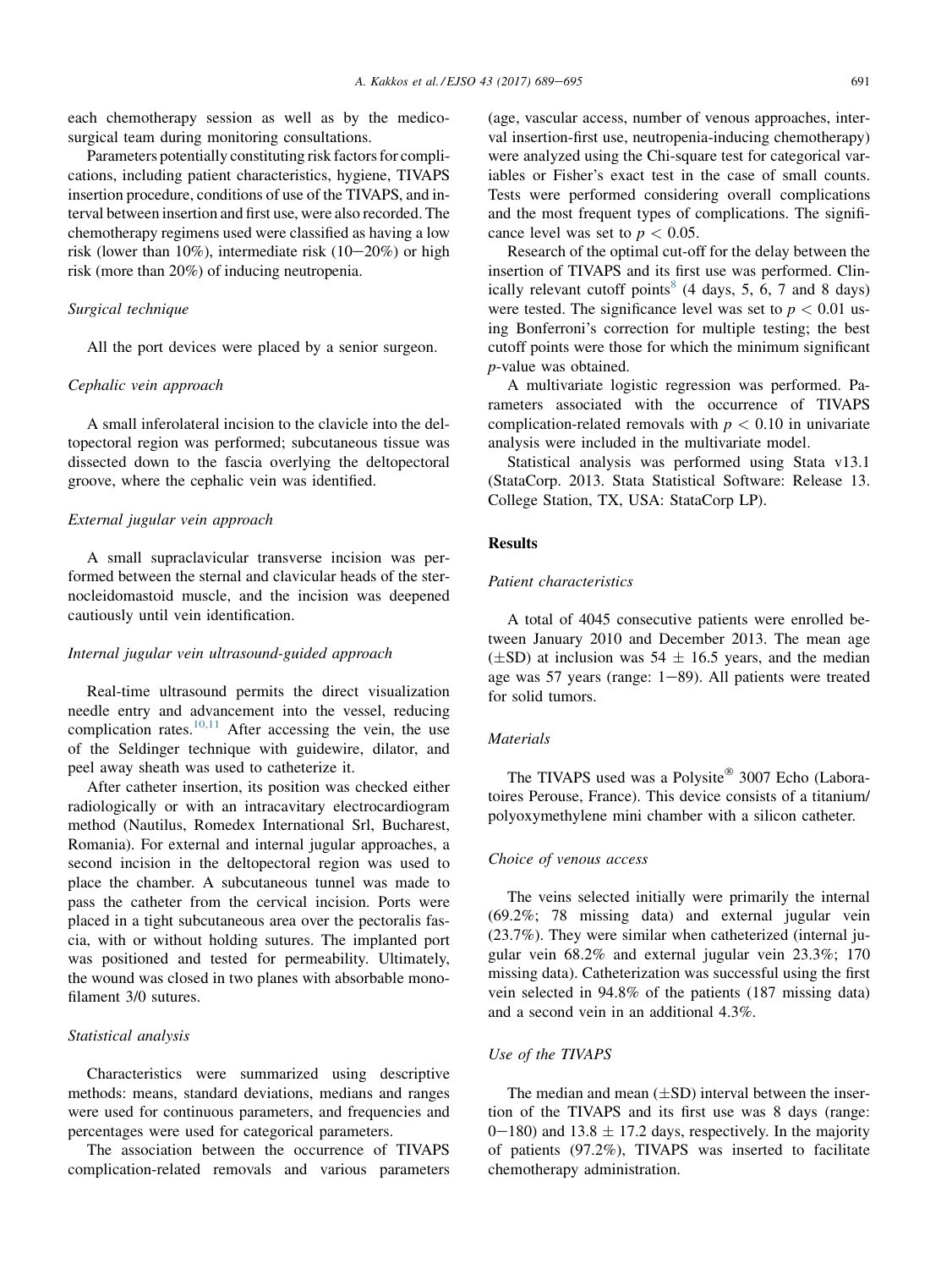each chemotherapy session as well as by the medico-surgical team during monitoring consultations.

Parameters potentially constituting risk factors for complications, including patient characteristics, hygiene, TIVAPS insertion procedure, conditions of use of the TIVAPS, and interval between insertion and first use, were also recorded. The chemotherapy regimens used were classified as having a low risk (lower than 10%), intermediate risk (10–20%) or high risk (more than 20%) of inducing neutropenia.

### Surgical technique

All the port devices were placed by a senior surgeon.

### Cephalic vein approach

A small inferolateral incision to the clavicle into the deltopectoral region was performed; subcutaneous tissue was dissected down to the fascia overlying the deltopectoral groove, where the cephalic vein was identified.

### External jugular vein approach

A small supraclavicular transverse incision was performed between the sternal and clavicular heads of the sternocleidomastoid muscle, and the incision was deepened cautiously until vein identification.

### Internal jugular vein ultrasound-guided approach

Real-time ultrasound permits the direct visualization needle entry and advancement into the vessel, reducing complication rates.[10,11] After accessing the vein, the use of the Seldinger technique with guidewire, dilator, and peel away sheath was used to catheterize it.

After catheter insertion, its position was checked either radiologically or with an intracavitary electrocardiogram method (Nautilus, Romedex International Srl, Bucharest, Romania). For external and internal jugular approaches, a second incision in the deltopectoral region was used to place the chamber. A subcutaneous tunnel was made to pass the catheter from the cervical incision. Ports were placed in a tight subcutaneous area over the pectoralis fascia, with or without holding sutures. The implanted port was positioned and tested for permeability. Ultimately, the wound was closed in two planes with absorbable monofilament 3/0 sutures.

### Statistical analysis

Characteristics were summarized using descriptive methods: means, standard deviations, medians and ranges were used for continuous parameters, and frequencies and percentages were used for categorical parameters.

The association between the occurrence of TIVAPS complication-related removals and various parameters (age, vascular access, number of venous approaches, interval insertion-first use, neutropenia-inducing chemotherapy) were analyzed using the Chi-square test for categorical variables or Fisher's exact test in the case of small counts. Tests were performed considering overall complications and the most frequent types of complications. The significance level was set to $p < 0.05$.

Research of the optimal cut-off for the delay between the insertion of TIVAPS and its first use was performed. Clinically relevant cutoff points[8] (4 days, 5, 6, 7 and 8 days) were tested. The significance level was set to $p < 0.01$ using Bonferroni's correction for multiple testing; the best cutoff points were those for which the minimum significant $p$-value was obtained.

A multivariate logistic regression was performed. Parameters associated with the occurrence of TIVAPS complication-related removals with $p < 0.10$ in univariate analysis were included in the multivariate model.

Statistical analysis was performed using Stata v13.1 (StataCorp. 2013. Stata Statistical Software: Release 13. College Station, TX, USA: StataCorp LP).

## Results

### Patient characteristics

A total of 4045 consecutive patients were enrolled between January 2010 and December 2013. The mean age ($\pm$SD) at inclusion was $54 \pm 16.5$ years, and the median age was 57 years (range: 1–89). All patients were treated for solid tumors.

### Materials

The TIVAPS used was a Polysite® 3007 Echo (Laboratoires Perouse, France). This device consists of a titanium/polyoxymethylene mini chamber with a silicon catheter.

### Choice of venous access

The veins selected initially were primarily the internal (69.2%; 78 missing data) and external jugular vein (23.7%). They were similar when catheterized (internal jugular vein 68.2% and external jugular vein 23.3%; 170 missing data). Catheterization was successful using the first vein selected in 94.8% of the patients (187 missing data) and a second vein in an additional 4.3%.

### Use of the TIVAPS

The median and mean ($\pm$SD) interval between the insertion of the TIVAPS and its first use was 8 days (range: 0–180) and $13.8 \pm 17.2$ days, respectively. In the majority of patients (97.2%), TIVAPS was inserted to facilitate chemotherapy administration.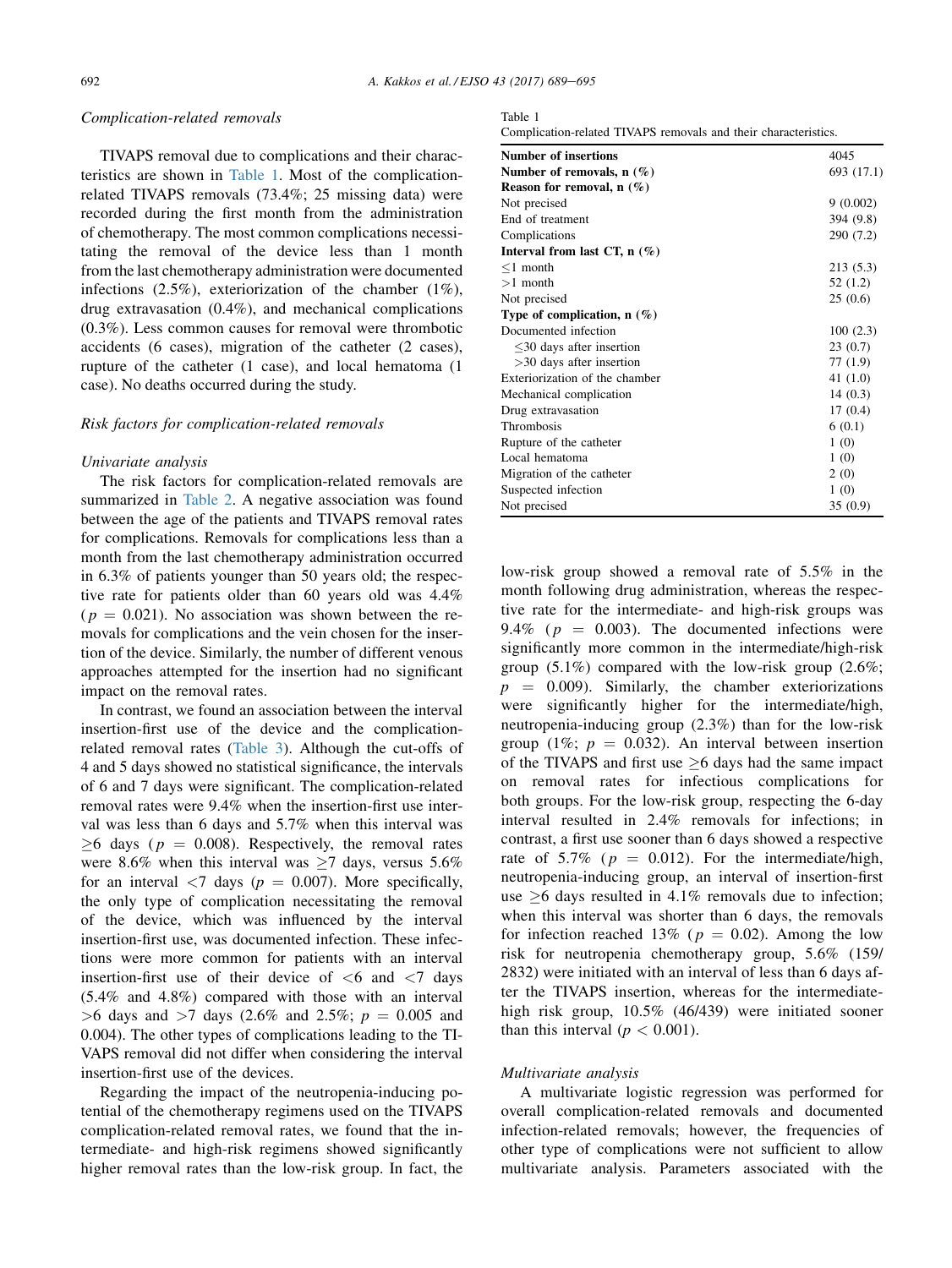### *Complication-related removals*

TIVAPS removal due to complications and their characteristics are shown in Table 1. Most of the complication-related TIVAPS removals (73.4%; 25 missing data) were recorded during the first month from the administration of chemotherapy. The most common complications necessitating the removal of the device less than 1 month from the last chemotherapy administration were documented infections (2.5%), exteriorization of the chamber (1%), drug extravasation (0.4%), and mechanical complications (0.3%). Less common causes for removal were thrombotic accidents (6 cases), migration of the catheter (2 cases), rupture of the catheter (1 case), and local hematoma (1 case). No deaths occurred during the study.

### *Risk factors for complication-related removals*

#### *Univariate analysis*

The risk factors for complication-related removals are summarized in Table 2. A negative association was found between the age of the patients and TIVAPS removal rates for complications. Removals for complications less than a month from the last chemotherapy administration occurred in 6.3% of patients younger than 50 years old; the respective rate for patients older than 60 years old was 4.4% ($p = 0.021$). No association was shown between the removals for complications and the vein chosen for the insertion of the device. Similarly, the number of different venous approaches attempted for the insertion had no significant impact on the removal rates.

In contrast, we found an association between the interval insertion-first use of the device and the complication-related removal rates (Table 3). Although the cut-offs of 4 and 5 days showed no statistical significance, the intervals of 6 and 7 days were significant. The complication-related removal rates were 9.4% when the insertion-first use interval was less than 6 days and 5.7% when this interval was $\geq 6$ days ($p = 0.008$). Respectively, the removal rates were 8.6% when this interval was $\geq 7$ days, versus 5.6% for an interval $<7$ days ($p = 0.007$). More specifically, the only type of complication necessitating the removal of the device, which was influenced by the interval insertion-first use, was documented infection. These infections were more common for patients with an interval insertion-first use of their device of $<6$ and $<7$ days (5.4% and 4.8%) compared with those with an interval $>6$ days and $>7$ days (2.6% and 2.5%; $p = 0.005$ and 0.004). The other types of complications leading to the TIVAPS removal did not differ when considering the interval insertion-first use of the devices.

Regarding the impact of the neutropenia-inducing potential of the chemotherapy regimens used on the TIVAPS complication-related removal rates, we found that the intermediate- and high-risk regimens showed significantly higher removal rates than the low-risk group. In fact, the low-risk group showed a removal rate of 5.5% in the month following drug administration, whereas the respective rate for the intermediate- and high-risk groups was 9.4% ($p = 0.003$). The documented infections were significantly more common in the intermediate/high-risk group (5.1%) compared with the low-risk group (2.6%; $p = 0.009$). Similarly, the chamber exteriorizations were significantly higher for the intermediate/high, neutropenia-inducing group (2.3%) than for the low-risk group (1%; $p = 0.032$). An interval between insertion of the TIVAPS and first use $\geq 6$ days had the same impact on removal rates for infectious complications for both groups. For the low-risk group, respecting the 6-day interval resulted in 2.4% removals for infections; in contrast, a first use sooner than 6 days showed a respective rate of 5.7% ($p = 0.012$). For the intermediate/high, neutropenia-inducing group, an interval of insertion-first use $\geq 6$ days resulted in 4.1% removals due to infection; when this interval was shorter than 6 days, the removals for infection reached 13% ($p = 0.02$). Among the low risk for neutropenia chemotherapy group, 5.6% (159/2832) were initiated with an interval of less than 6 days after the TIVAPS insertion, whereas for the intermediate-high risk group, 10.5% (46/439) were initiated sooner than this interval ($p < 0.001$).

Table 1
Complication-related TIVAPS removals and their characteristics.

| | |
|---|---|
| **Number of insertions** | 4045 |
| **Number of removals, n (%)** | 693 (17.1) |
| **Reason for removal, n (%)** | |
| Not precised | 9 (0.002) |
| End of treatment | 394 (9.8) |
| Complications | 290 (7.2) |
| **Interval from last CT, n (%)** | |
| ≤1 month | 213 (5.3) |
| >1 month | 52 (1.2) |
| Not precised | 25 (0.6) |
| **Type of complication, n (%)** | |
| Documented infection | 100 (2.3) |
| ≤30 days after insertion | 23 (0.7) |
| >30 days after insertion | 77 (1.9) |
| Exteriorization of the chamber | 41 (1.0) |
| Mechanical complication | 14 (0.3) |
| Drug extravasation | 17 (0.4) |
| Thrombosis | 6 (0.1) |
| Rupture of the catheter | 1 (0) |
| Local hematoma | 1 (0) |
| Migration of the catheter | 2 (0) |
| Suspected infection | 1 (0) |
| Not precised | 35 (0.9) |

#### *Multivariate analysis*

A multivariate logistic regression was performed for overall complication-related removals and documented infection-related removals; however, the frequencies of other type of complications were not sufficient to allow multivariate analysis. Parameters associated with the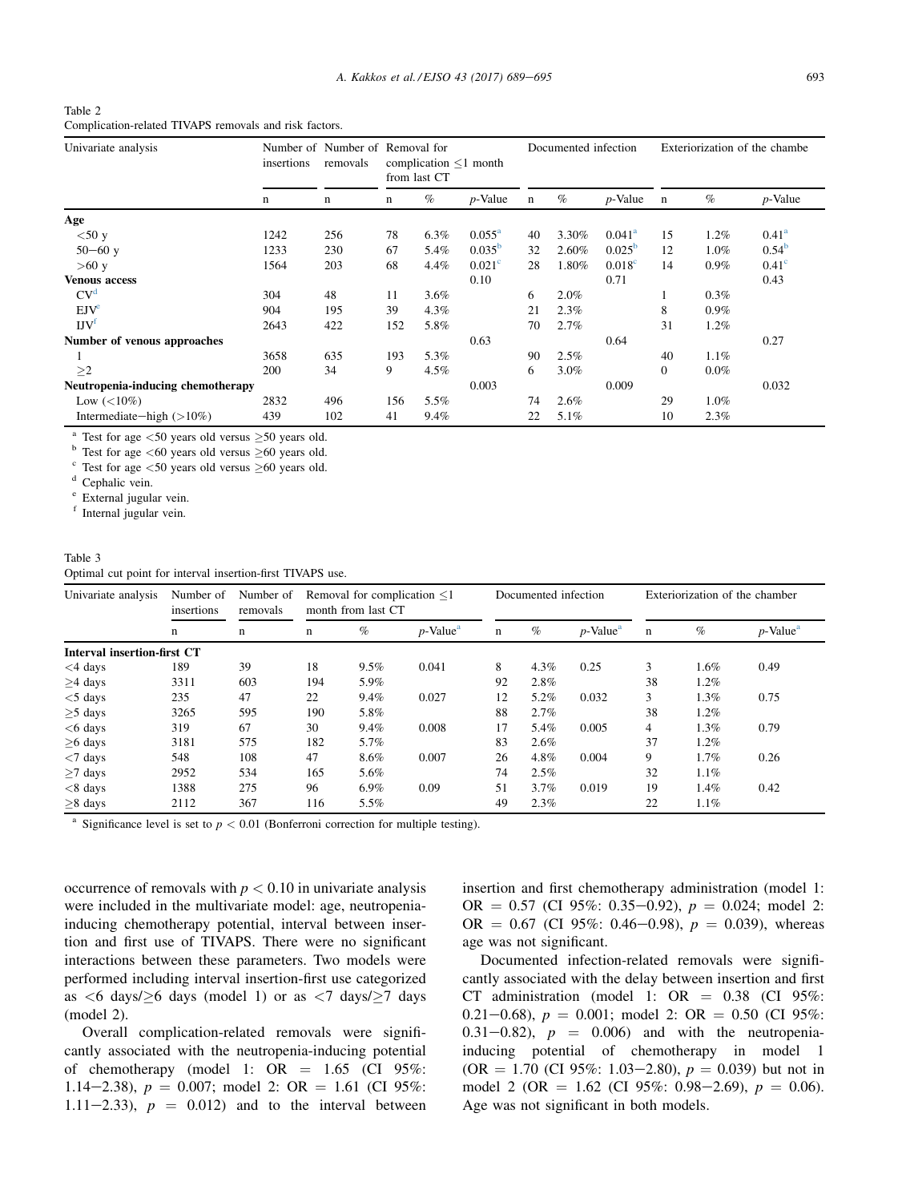Table 2
Complication-related TIVAPS removals and risk factors.

| Univariate analysis | Number of insertions | Number of removals | Removal for complication ≤1 month from last CT | | | Documented infection | | | Exteriorization of the chambe | | |
|---|---|---|---|---|---|---|---|---|---|---|---|
| | n | n | n | % | *p*-Value | n | % | *p*-Value | n | % | *p*-Value |
| **Age** | | | | | | | | | | | |
| <50 y | 1242 | 256 | 78 | 6.3% | 0.055[a] | 40 | 3.30% | 0.041[a] | 15 | 1.2% | 0.41[a] |
| 50−60 y | 1233 | 230 | 67 | 5.4% | 0.035[b] | 32 | 2.60% | 0.025[b] | 12 | 1.0% | 0.54[b] |
| >60 y | 1564 | 203 | 68 | 4.4% | 0.021[c] | 28 | 1.80% | 0.018[c] | 14 | 0.9% | 0.41[c] |
| **Venous access** | | | | | 0.10 | | | 0.71 | | | 0.43 |
| CV[d] | 304 | 48 | 11 | 3.6% | | 6 | 2.0% | | 1 | 0.3% | |
| EJV[e] | 904 | 195 | 39 | 4.3% | | 21 | 2.3% | | 8 | 0.9% | |
| IJV[f] | 2643 | 422 | 152 | 5.8% | | 70 | 2.7% | | 31 | 1.2% | |
| **Number of venous approaches** | | | | | 0.63 | | | 0.64 | | | 0.27 |
| 1 | 3658 | 635 | 193 | 5.3% | | 90 | 2.5% | | 40 | 1.1% | |
| ≥2 | 200 | 34 | 9 | 4.5% | | 6 | 3.0% | | 0 | 0.0% | |
| **Neutropenia-inducing chemotherapy** | | | | | 0.003 | | | 0.009 | | | 0.032 |
| Low (<10%) | 2832 | 496 | 156 | 5.5% | | 74 | 2.6% | | 29 | 1.0% | |
| Intermediate−high (>10%) | 439 | 102 | 41 | 9.4% | | 22 | 5.1% | | 10 | 2.3% | |

[a] Test for age <50 years old versus ≥50 years old.
[b] Test for age <60 years old versus ≥60 years old.
[c] Test for age <50 years old versus ≥60 years old.
[d] Cephalic vein.
[e] External jugular vein.
[f] Internal jugular vein.

Table 3
Optimal cut point for interval insertion-first TIVAPS use.

| Univariate analysis | Number of insertions | Number of removals | Removal for complication ≤1 month from last CT | | | Documented infection | | | Exteriorization of the chamber | | |
|---|---|---|---|---|---|---|---|---|---|---|---|
| | n | n | n | % | *p*-Value[a] | n | % | *p*-Value[a] | n | % | *p*-Value[a] |
| **Interval insertion-first CT** | | | | | | | | | | | |
| <4 days | 189 | 39 | 18 | 9.5% | 0.041 | 8 | 4.3% | 0.25 | 3 | 1.6% | 0.49 |
| ≥4 days | 3311 | 603 | 194 | 5.9% | | 92 | 2.8% | | 38 | 1.2% | |
| <5 days | 235 | 47 | 22 | 9.4% | 0.027 | 12 | 5.2% | 0.032 | 3 | 1.3% | 0.75 |
| ≥5 days | 3265 | 595 | 190 | 5.8% | | 88 | 2.7% | | 38 | 1.2% | |
| <6 days | 319 | 67 | 30 | 9.4% | 0.008 | 17 | 5.4% | 0.005 | 4 | 1.3% | 0.79 |
| ≥6 days | 3181 | 575 | 182 | 5.7% | | 83 | 2.6% | | 37 | 1.2% | |
| <7 days | 548 | 108 | 47 | 8.6% | 0.007 | 26 | 4.8% | 0.004 | 9 | 1.7% | 0.26 |
| ≥7 days | 2952 | 534 | 165 | 5.6% | | 74 | 2.5% | | 32 | 1.1% | |
| <8 days | 1388 | 275 | 96 | 6.9% | 0.09 | 51 | 3.7% | 0.019 | 19 | 1.4% | 0.42 |
| ≥8 days | 2112 | 367 | 116 | 5.5% | | 49 | 2.3% | | 22 | 1.1% | |

[a] Significance level is set to $p < 0.01$ (Bonferroni correction for multiple testing).

occurrence of removals with $p < 0.10$ in univariate analysis were included in the multivariate model: age, neutropenia-inducing chemotherapy potential, interval between insertion and first use of TIVAPS. There were no significant interactions between these parameters. Two models were performed including interval insertion-first use categorized as <6 days/≥6 days (model 1) or as <7 days/≥7 days (model 2).

Overall complication-related removals were significantly associated with the neutropenia-inducing potential of chemotherapy (model 1: OR = 1.65 (CI 95%: 1.14−2.38), $p = 0.007$; model 2: OR = 1.61 (CI 95%: 1.11−2.33), $p = 0.012$) and to the interval between insertion and first chemotherapy administration (model 1: OR = 0.57 (CI 95%: 0.35−0.92), $p = 0.024$; model 2: OR = 0.67 (CI 95%: 0.46−0.98), $p = 0.039$), whereas age was not significant.

Documented infection-related removals were significantly associated with the delay between insertion and first CT administration (model 1: OR = 0.38 (CI 95%: 0.21−0.68), $p = 0.001$; model 2: OR = 0.50 (CI 95%: 0.31−0.82), $p = 0.006$) and with the neutropenia-inducing potential of chemotherapy in model 1 (OR = 1.70 (CI 95%: 1.03−2.80), $p = 0.039$) but not in model 2 (OR = 1.62 (CI 95%: 0.98−2.69), $p = 0.06$). Age was not significant in both models.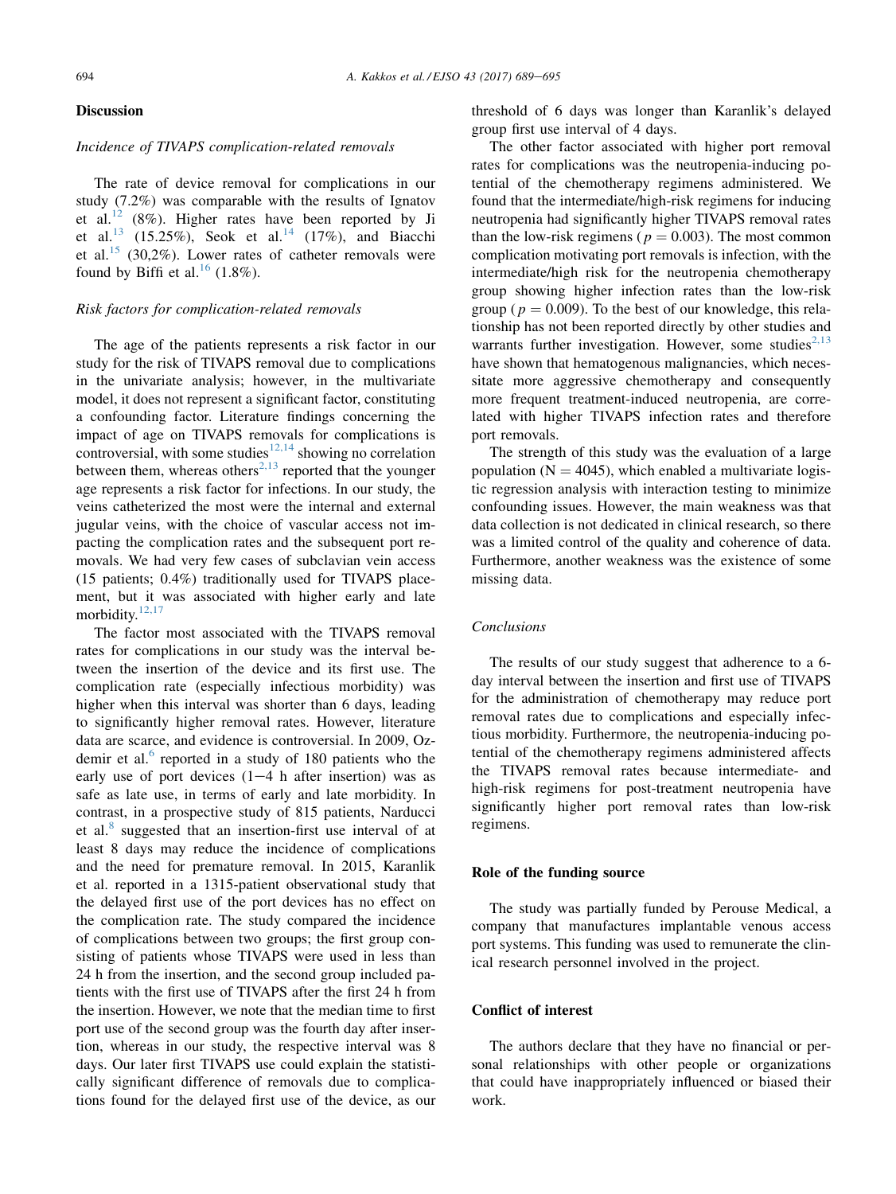## Discussion

### *Incidence of TIVAPS complication-related removals*

The rate of device removal for complications in our study (7.2%) was comparable with the results of Ignatov et al.[12] (8%). Higher rates have been reported by Ji et al.[13] (15.25%), Seok et al.[14] (17%), and Biacchi et al.[15] (30,2%). Lower rates of catheter removals were found by Biffi et al.[16] (1.8%).

### *Risk factors for complication-related removals*

The age of the patients represents a risk factor in our study for the risk of TIVAPS removal due to complications in the univariate analysis; however, in the multivariate model, it does not represent a significant factor, constituting a confounding factor. Literature findings concerning the impact of age on TIVAPS removals for complications is controversial, with some studies[12,14] showing no correlation between them, whereas others[2,13] reported that the younger age represents a risk factor for infections. In our study, the veins catheterized the most were the internal and external jugular veins, with the choice of vascular access not impacting the complication rates and the subsequent port removals. We had very few cases of subclavian vein access (15 patients; 0.4%) traditionally used for TIVAPS placement, but it was associated with higher early and late morbidity.[12,17]

The factor most associated with the TIVAPS removal rates for complications in our study was the interval between the insertion of the device and its first use. The complication rate (especially infectious morbidity) was higher when this interval was shorter than 6 days, leading to significantly higher removal rates. However, literature data are scarce, and evidence is controversial. In 2009, Ozdemir et al.[6] reported in a study of 180 patients who the early use of port devices (1−4 h after insertion) was as safe as late use, in terms of early and late morbidity. In contrast, in a prospective study of 815 patients, Narducci et al.[8] suggested that an insertion-first use interval of at least 8 days may reduce the incidence of complications and the need for premature removal. In 2015, Karanlik et al. reported in a 1315-patient observational study that the delayed first use of the port devices has no effect on the complication rate. The study compared the incidence of complications between two groups; the first group consisting of patients whose TIVAPS were used in less than 24 h from the insertion, and the second group included patients with the first use of TIVAPS after the first 24 h from the insertion. However, we note that the median time to first port use of the second group was the fourth day after insertion, whereas in our study, the respective interval was 8 days. Our later first TIVAPS use could explain the statistically significant difference of removals due to complications found for the delayed first use of the device, as our threshold of 6 days was longer than Karanlik's delayed group first use interval of 4 days.

The other factor associated with higher port removal rates for complications was the neutropenia-inducing potential of the chemotherapy regimens administered. We found that the intermediate/high-risk regimens for inducing neutropenia had significantly higher TIVAPS removal rates than the low-risk regimens ($p = 0.003$). The most common complication motivating port removals is infection, with the intermediate/high risk for the neutropenia chemotherapy group showing higher infection rates than the low-risk group ($p = 0.009$). To the best of our knowledge, this relationship has not been reported directly by other studies and warrants further investigation. However, some studies[2,13] have shown that hematogenous malignancies, which necessitate more aggressive chemotherapy and consequently more frequent treatment-induced neutropenia, are correlated with higher TIVAPS infection rates and therefore port removals.

The strength of this study was the evaluation of a large population ($N = 4045$), which enabled a multivariate logistic regression analysis with interaction testing to minimize confounding issues. However, the main weakness was that data collection is not dedicated in clinical research, so there was a limited control of the quality and coherence of data. Furthermore, another weakness was the existence of some missing data.

### *Conclusions*

The results of our study suggest that adherence to a 6-day interval between the insertion and first use of TIVAPS for the administration of chemotherapy may reduce port removal rates due to complications and especially infectious morbidity. Furthermore, the neutropenia-inducing potential of the chemotherapy regimens administered affects the TIVAPS removal rates because intermediate- and high-risk regimens for post-treatment neutropenia have significantly higher port removal rates than low-risk regimens.

## Role of the funding source

The study was partially funded by Perouse Medical, a company that manufactures implantable venous access port systems. This funding was used to remunerate the clinical research personnel involved in the project.

## Conflict of interest

The authors declare that they have no financial or personal relationships with other people or organizations that could have inappropriately influenced or biased their work.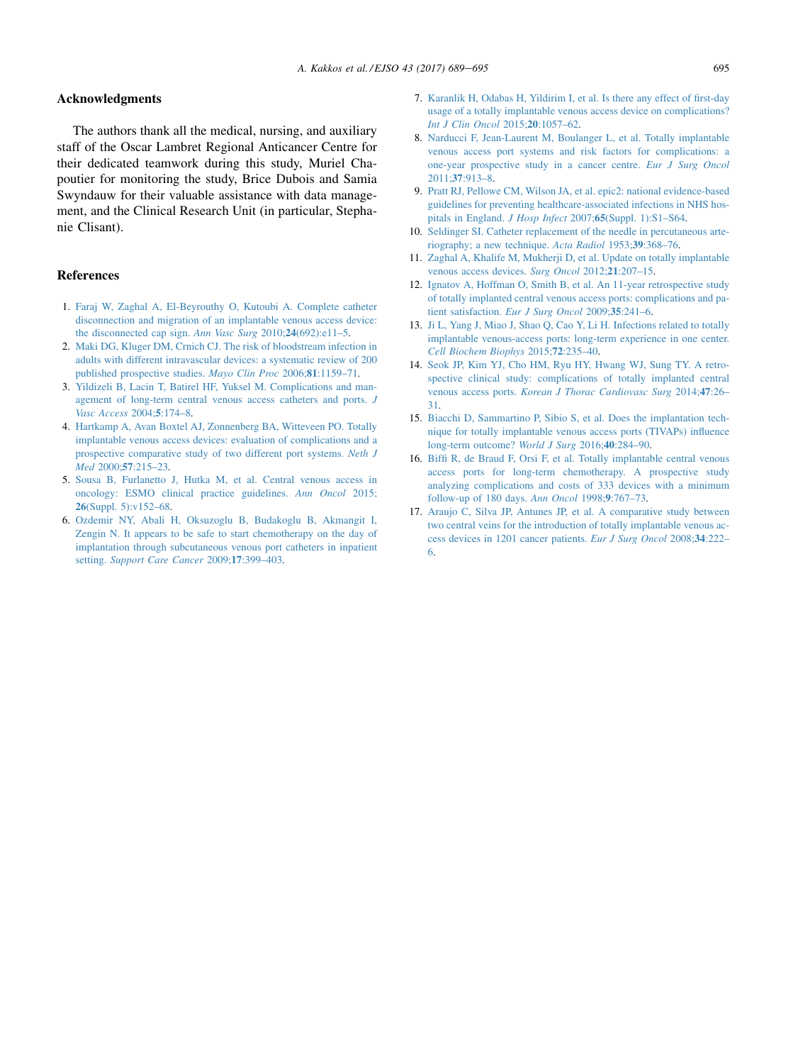## Acknowledgments

The authors thank all the medical, nursing, and auxiliary staff of the Oscar Lambret Regional Anticancer Centre for their dedicated teamwork during this study, Muriel Chapoutier for monitoring the study, Brice Dubois and Samia Swyndauw for their valuable assistance with data management, and the Clinical Research Unit (in particular, Stephanie Clisant).

## References

1. Faraj W, Zaghal A, El-Beyrouthy O, Kutoubi A. Complete catheter disconnection and migration of an implantable venous access device: the disconnected cap sign. *Ann Vasc Surg* 2010;**24**(692):e11–5.
2. Maki DG, Kluger DM, Crnich CJ. The risk of bloodstream infection in adults with different intravascular devices: a systematic review of 200 published prospective studies. *Mayo Clin Proc* 2006;**81**:1159–71.
3. Yildizeli B, Lacin T, Batirel HF, Yuksel M. Complications and management of long-term central venous access catheters and ports. *J Vasc Access* 2004;**5**:174–8.
4. Hartkamp A, Avan Boxtel AJ, Zonnenberg BA, Witteveen PO. Totally implantable venous access devices: evaluation of complications and a prospective comparative study of two different port systems. *Neth J Med* 2000;**57**:215–23.
5. Sousa B, Furlanetto J, Hutka M, et al. Central venous access in oncology: ESMO clinical practice guidelines. *Ann Oncol* 2015;**26**(Suppl. 5):v152–68.
6. Ozdemir NY, Abali H, Oksuzoglu B, Budakoglu B, Akmangit I, Zengin N. It appears to be safe to start chemotherapy on the day of implantation through subcutaneous venous port catheters in inpatient setting. *Support Care Cancer* 2009;**17**:399–403.
7. Karanlik H, Odabas H, Yildirim I, et al. Is there any effect of first-day usage of a totally implantable venous access device on complications? *Int J Clin Oncol* 2015;**20**:1057–62.
8. Narducci F, Jean-Laurent M, Boulanger L, et al. Totally implantable venous access port systems and risk factors for complications: a one-year prospective study in a cancer centre. *Eur J Surg Oncol* 2011;**37**:913–8.
9. Pratt RJ, Pellowe CM, Wilson JA, et al. epic2: national evidence-based guidelines for preventing healthcare-associated infections in NHS hospitals in England. *J Hosp Infect* 2007;**65**(Suppl. 1):S1–S64.
10. Seldinger SI. Catheter replacement of the needle in percutaneous arteriography; a new technique. *Acta Radiol* 1953;**39**:368–76.
11. Zaghal A, Khalife M, Mukherji D, et al. Update on totally implantable venous access devices. *Surg Oncol* 2012;**21**:207–15.
12. Ignatov A, Hoffman O, Smith B, et al. An 11-year retrospective study of totally implanted central venous access ports: complications and patient satisfaction. *Eur J Surg Oncol* 2009;**35**:241–6.
13. Ji L, Yang J, Miao J, Shao Q, Cao Y, Li H. Infections related to totally implantable venous-access ports: long-term experience in one center. *Cell Biochem Biophys* 2015;**72**:235–40.
14. Seok JP, Kim YJ, Cho HM, Ryu HY, Hwang WJ, Sung TY. A retrospective clinical study: complications of totally implanted central venous access ports. *Korean J Thorac Cardiovasc Surg* 2014;**47**:26–31.
15. Biacchi D, Sammartino P, Sibio S, et al. Does the implantation technique for totally implantable venous access ports (TIVAPs) influence long-term outcome? *World J Surg* 2016;**40**:284–90.
16. Biffi R, de Braud F, Orsi F, et al. Totally implantable central venous access ports for long-term chemotherapy. A prospective study analyzing complications and costs of 333 devices with a minimum follow-up of 180 days. *Ann Oncol* 1998;**9**:767–73.
17. Araujo C, Silva JP, Antunes JP, et al. A comparative study between two central veins for the introduction of totally implantable venous access devices in 1201 cancer patients. *Eur J Surg Oncol* 2008;**34**:222–6.